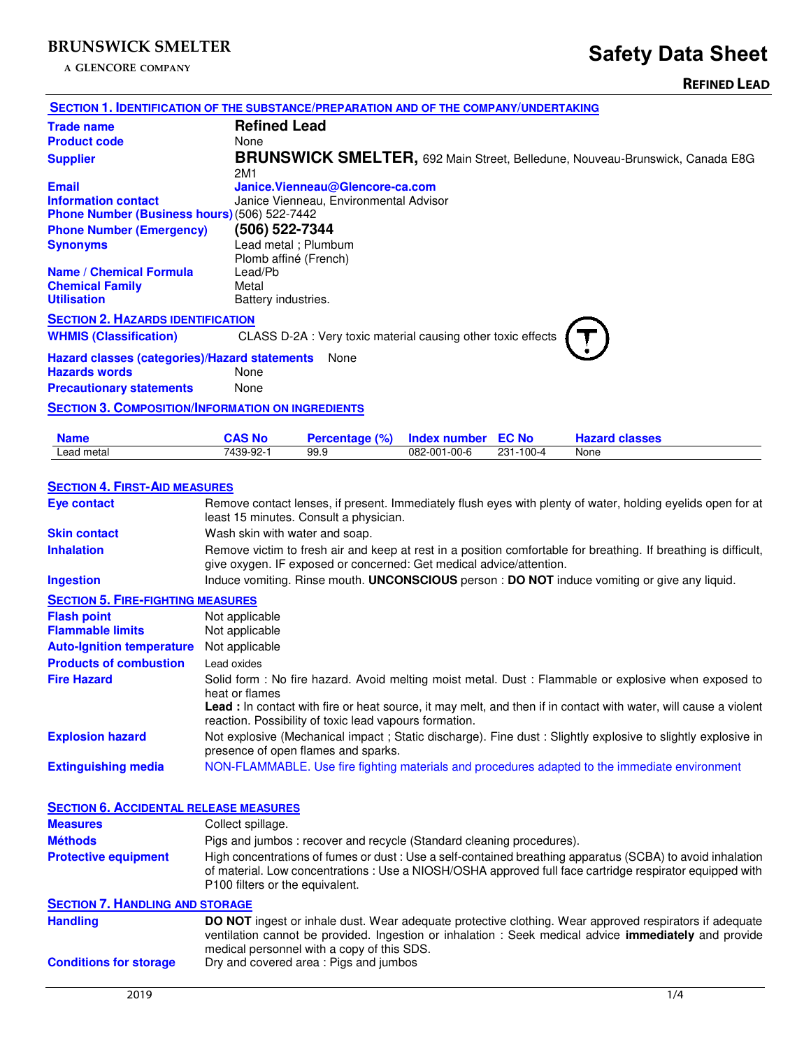**BRUNSWICK SMELTER**
A GLENCORE COMPANY

# Safety Data Sheet

**REFINED LEAD**

## SECTION 1. IDENTIFICATION OF THE SUBSTANCE/PREPARATION AND OF THE COMPANY/UNDERTAKING

| | |
|---|---|
| **Trade name** | **Refined Lead** |
| **Product code** | None |
| **Supplier** | **BRUNSWICK SMELTER,** 692 Main Street, Belledune, Nouveau-Brunswick, Canada E8G 2M1 |
| **Email** | **Janice.Vienneau@Glencore-ca.com** |
| **Information contact** | Janice Vienneau, Environmental Advisor |
| **Phone Number (Business hours)** | (506) 522-7442 |
| **Phone Number (Emergency)** | **(506) 522-7344** |
| **Synonyms** | Lead metal ; Plumbum<br>Plomb affiné (French) |
| **Name / Chemical Formula** | Lead/Pb |
| **Chemical Family** | Metal |
| **Utilisation** | Battery industries. |

## SECTION 2. HAZARDS IDENTIFICATION

| | |
|---|---|
| **WHMIS (Classification)** | CLASS D-2A : Very toxic material causing other toxic effects |
| **Hazard classes (categories)/Hazard statements** | None |
| **Hazards words** | None |
| **Precautionary statements** | None |

## SECTION 3. COMPOSITION/INFORMATION ON INGREDIENTS

| Name | CAS No | Percentage (%) | Index number | EC No | Hazard classes |
|---|---|---|---|---|---|
| Lead metal | 7439-92-1 | 99.9 | 082-001-00-6 | 231-100-4 | None |

## SECTION 4. FIRST-AID MEASURES

| | |
|---|---|
| **Eye contact** | Remove contact lenses, if present. Immediately flush eyes with plenty of water, holding eyelids open for at least 15 minutes. Consult a physician. |
| **Skin contact** | Wash skin with water and soap. |
| **Inhalation** | Remove victim to fresh air and keep at rest in a position comfortable for breathing. If breathing is difficult, give oxygen. IF exposed or concerned: Get medical advice/attention. |
| **Ingestion** | Induce vomiting. Rinse mouth. **UNCONSCIOUS** person : **DO NOT** induce vomiting or give any liquid. |

## SECTION 5. FIRE-FIGHTING MEASURES

| | |
|---|---|
| **Flash point** | Not applicable |
| **Flammable limits** | Not applicable |
| **Auto-Ignition temperature** | Not applicable |
| **Products of combustion** | Lead oxides |
| **Fire Hazard** | Solid form : No fire hazard. Avoid melting moist metal. Dust : Flammable or explosive when exposed to heat or flames<br>**Lead :** In contact with fire or heat source, it may melt, and then if in contact with water, will cause a violent reaction. Possibility of toxic lead vapours formation. |
| **Explosion hazard** | Not explosive (Mechanical impact ; Static discharge). Fine dust : Slightly explosive to slightly explosive in presence of open flames and sparks. |
| **Extinguishing media** | NON-FLAMMABLE. Use fire fighting materials and procedures adapted to the immediate environment |

## SECTION 6. ACCIDENTAL RELEASE MEASURES

| | |
|---|---|
| **Measures** | Collect spillage. |
| **Méthods** | Pigs and jumbos : recover and recycle (Standard cleaning procedures). |
| **Protective equipment** | High concentrations of fumes or dust : Use a self-contained breathing apparatus (SCBA) to avoid inhalation of material. Low concentrations : Use a NIOSH/OSHA approved full face cartridge respirator equipped with P100 filters or the equivalent. |

## SECTION 7. HANDLING AND STORAGE

| | |
|---|---|
| **Handling** | **DO NOT** ingest or inhale dust. Wear adequate protective clothing. Wear approved respirators if adequate ventilation cannot be provided. Ingestion or inhalation : Seek medical advice **immediately** and provide medical personnel with a copy of this SDS. |
| **Conditions for storage** | Dry and covered area : Pigs and jumbos |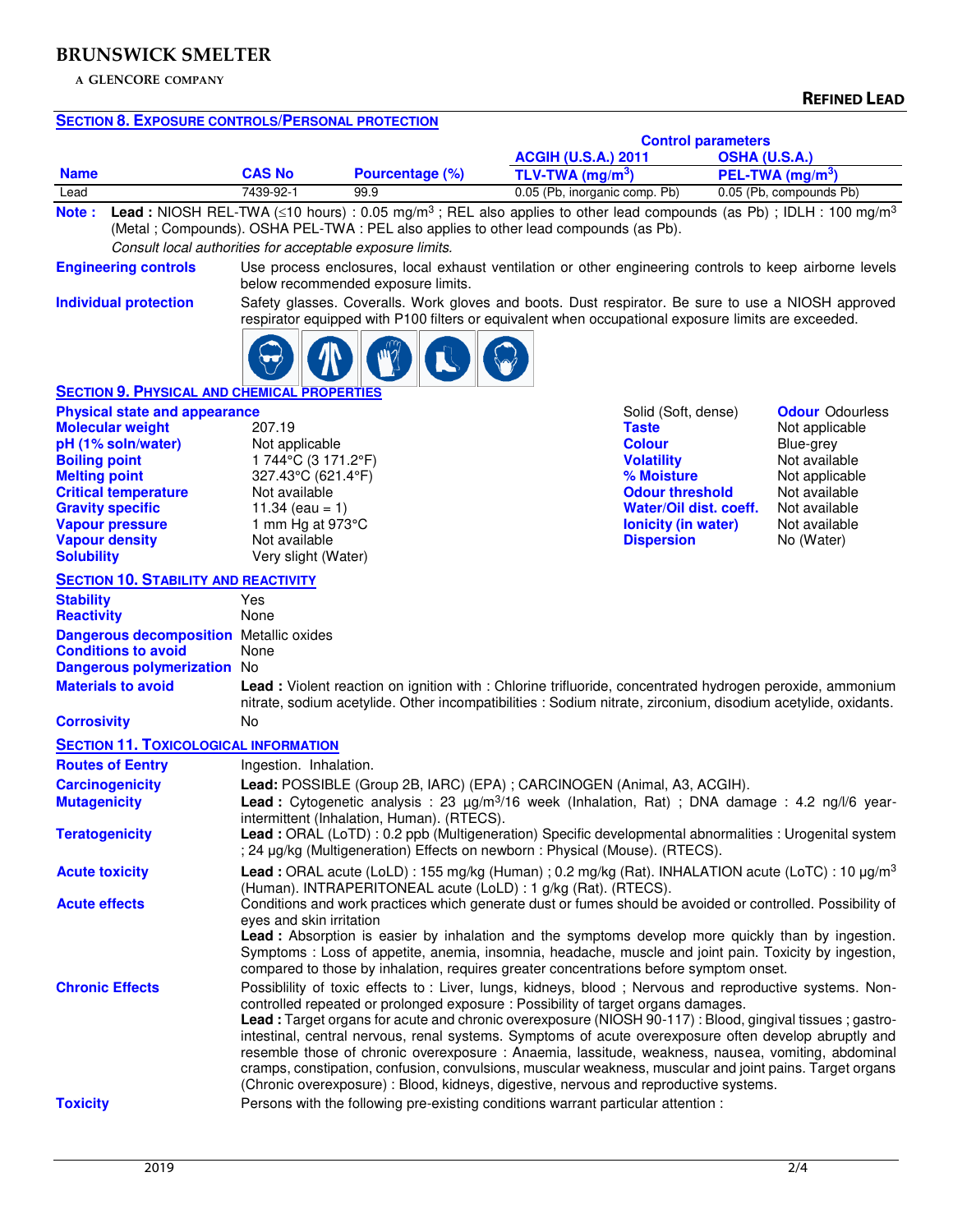## SECTION 8. EXPOSURE CONTROLS/PERSONAL PROTECTION

| Name | CAS No | Pourcentage (%) | Control parameters ACGIH (U.S.A.) 2011 TLV-TWA (mg/m$^3$) | OSHA (U.S.A.) PEL-TWA (mg/m$^3$) |
|---|---|---|---|---|
| Lead | 7439-92-1 | 99.9 | 0.05 (Pb, inorganic comp. Pb) | 0.05 (Pb, compounds Pb) |

**Note :** **Lead :** NIOSH REL-TWA (≤10 hours) : 0.05 mg/m$^3$ ; REL also applies to other lead compounds (as Pb) ; IDLH : 100 mg/m$^3$ (Metal ; Compounds). OSHA PEL-TWA : PEL also applies to other lead compounds (as Pb).

*Consult local authorities for acceptable exposure limits.*

**Engineering controls** Use process enclosures, local exhaust ventilation or other engineering controls to keep airborne levels below recommended exposure limits.

**Individual protection** Safety glasses. Coveralls. Work gloves and boots. Dust respirator. Be sure to use a NIOSH approved respirator equipped with P100 filters or equivalent when occupational exposure limits are exceeded.

## SECTION 9. PHYSICAL AND CHEMICAL PROPERTIES

| | | | |
|---|---|---|---|
| **Physical state and appearance** | Solid (Soft, dense) | **Odour** | Odourless |
| **Molecular weight** | 207.19 | **Taste** | Not applicable |
| **pH (1% soln/water)** | Not applicable | **Colour** | Blue-grey |
| **Boiling point** | 1 744°C (3 171.2°F) | **Volatility** | Not available |
| **Melting point** | 327.43°C (621.4°F) | **% Moisture** | Not applicable |
| **Critical temperature** | Not available | **Odour threshold** | Not available |
| **Gravity specific** | 11.34 (eau = 1) | **Water/Oil dist. coeff.** | Not available |
| **Vapour pressure** | 1 mm Hg at 973°C | **Ionicity (in water)** | Not available |
| **Vapour density** | Not available | **Dispersion** | No (Water) |
| **Solubility** | Very slight (Water) | | |

## SECTION 10. STABILITY AND REACTIVITY

**Stability** Yes

**Reactivity** None

**Dangerous decomposition** Metallic oxides

**Conditions to avoid** None

**Dangerous polymerization** No

**Materials to avoid** **Lead :** Violent reaction on ignition with : Chlorine trifluoride, concentrated hydrogen peroxide, ammonium nitrate, sodium acetylide. Other incompatibilities : Sodium nitrate, zirconium, disodium acetylide, oxidants.

**Corrosivity** No

## SECTION 11. TOXICOLOGICAL INFORMATION

**Routes of Eentry** Ingestion. Inhalation.

**Carcinogenicity** **Lead:** POSSIBLE (Group 2B, IARC) (EPA) ; CARCINOGEN (Animal, A3, ACGIH).

**Mutagenicity** **Lead :** Cytogenetic analysis : 23 µg/m$^3$/16 week (Inhalation, Rat) ; DNA damage : 4.2 ng/l/6 year-intermittent (Inhalation, Human). (RTECS).

**Teratogenicity** **Lead :** ORAL (LoTD) : 0.2 ppb (Multigeneration) Specific developmental abnormalities : Urogenital system ; 24 µg/kg (Multigeneration) Effects on newborn : Physical (Mouse). (RTECS).

**Acute toxicity** **Lead :** ORAL acute (LoLD) : 155 mg/kg (Human) ; 0.2 mg/kg (Rat). INHALATION acute (LoTC) : 10 µg/m$^3$ (Human). INTRAPERITONEAL acute (LoLD) : 1 g/kg (Rat). (RTECS).

**Acute effects** Conditions and work practices which generate dust or fumes should be avoided or controlled. Possibility of eyes and skin irritation
**Lead :** Absorption is easier by inhalation and the symptoms develop more quickly than by ingestion. Symptoms : Loss of appetite, anemia, insomnia, headache, muscle and joint pain. Toxicity by ingestion, compared to those by inhalation, requires greater concentrations before symptom onset.

**Chronic Effects** Possiblility of toxic effects to : Liver, lungs, kidneys, blood ; Nervous and reproductive systems. Non-controlled repeated or prolonged exposure : Possibility of target organs damages.
**Lead :** Target organs for acute and chronic overexposure (NIOSH 90-117) : Blood, gingival tissues ; gastro-intestinal, central nervous, renal systems. Symptoms of acute overexposure often develop abruptly and resemble those of chronic overexposure : Anaemia, lassitude, weakness, nausea, vomiting, abdominal cramps, constipation, confusion, convulsions, muscular weakness, muscular and joint pains. Target organs (Chronic overexposure) : Blood, kidneys, digestive, nervous and reproductive systems.

**Toxicity** Persons with the following pre-existing conditions warrant particular attention :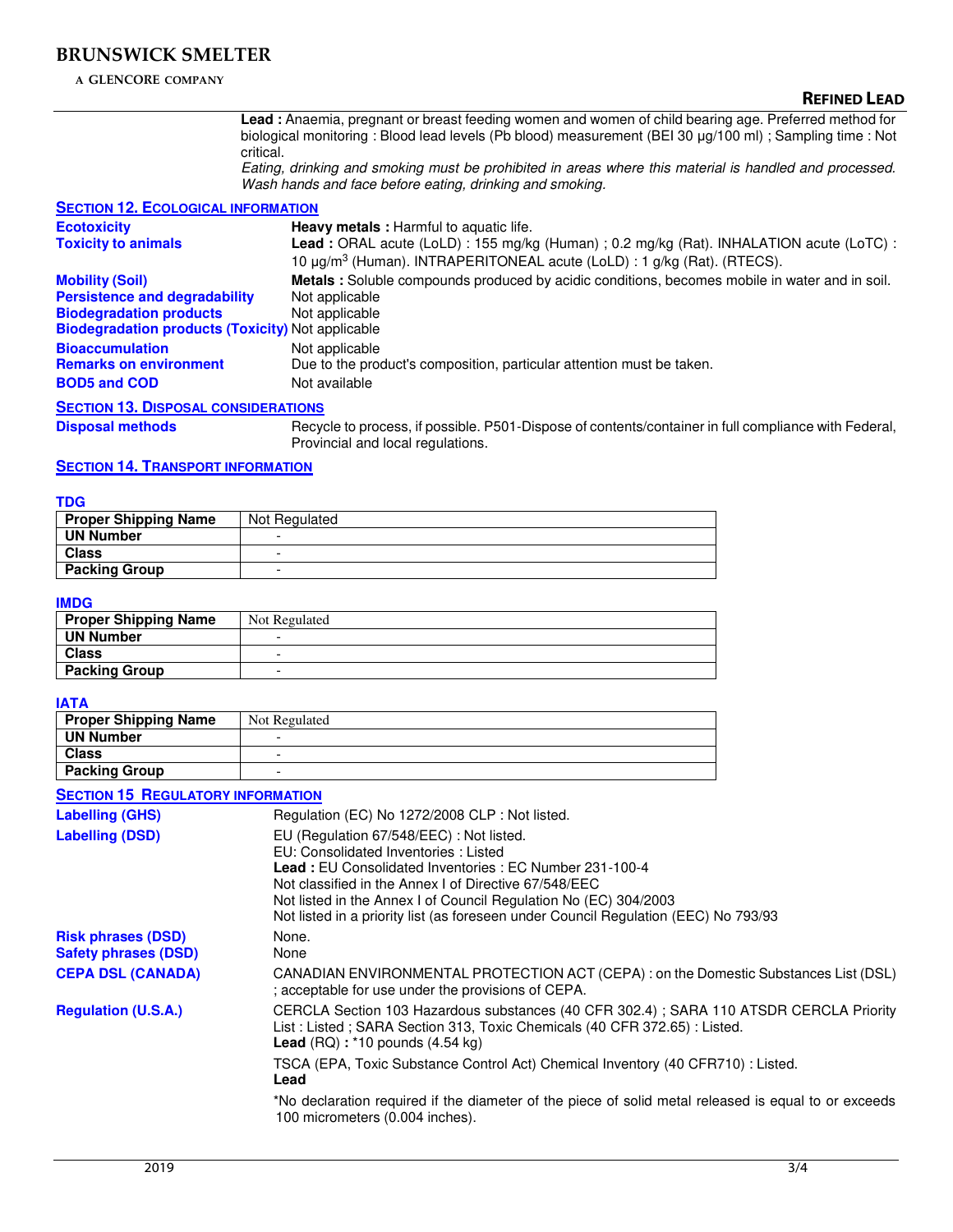**Lead :** Anaemia, pregnant or breast feeding women and women of child bearing age. Preferred method for biological monitoring : Blood lead levels (Pb blood) measurement (BEI 30 µg/100 ml) ; Sampling time : Not critical.

*Eating, drinking and smoking must be prohibited in areas where this material is handled and processed. Wash hands and face before eating, drinking and smoking.*

## SECTION 12. ECOLOGICAL INFORMATION

**Ecotoxicity** — **Heavy metals :** Harmful to aquatic life.

**Toxicity to animals** — **Lead :** ORAL acute (LoLD) : 155 mg/kg (Human) ; 0.2 mg/kg (Rat). INHALATION acute (LoTC) : 10 µg/m$^3$ (Human). INTRAPERITONEAL acute (LoLD) : 1 g/kg (Rat). (RTECS).

**Mobility (Soil)** — **Metals :** Soluble compounds produced by acidic conditions, becomes mobile in water and in soil.

**Persistence and degradability** — Not applicable

**Biodegradation products** — Not applicable

**Biodegradation products (Toxicity)** — Not applicable

**Bioaccumulation** — Not applicable

**Remarks on environment** — Due to the product's composition, particular attention must be taken.

**BOD5 and COD** — Not available

## SECTION 13. DISPOSAL CONSIDERATIONS

**Disposal methods** — Recycle to process, if possible. P501-Dispose of contents/container in full compliance with Federal, Provincial and local regulations.

## SECTION 14. TRANSPORT INFORMATION

### TDG

| Proper Shipping Name | Not Regulated |
|---|---|
| UN Number | - |
| Class | - |
| Packing Group | - |

### IMDG

| Proper Shipping Name | Not Regulated |
|---|---|
| UN Number | - |
| Class | - |
| Packing Group | - |

### IATA

| Proper Shipping Name | Not Regulated |
|---|---|
| UN Number | - |
| Class | - |
| Packing Group | - |

## SECTION 15 REGULATORY INFORMATION

**Labelling (GHS)** — Regulation (EC) No 1272/2008 CLP : Not listed.

**Labelling (DSD)** — EU (Regulation 67/548/EEC) : Not listed.
EU: Consolidated Inventories : Listed
**Lead :** EU Consolidated Inventories : EC Number 231-100-4
Not classified in the Annex I of Directive 67/548/EEC
Not listed in the Annex I of Council Regulation No (EC) 304/2003
Not listed in a priority list (as foreseen under Council Regulation (EEC) No 793/93

**Risk phrases (DSD)** — None.

**Safety phrases (DSD)** — None

**CEPA DSL (CANADA)** — CANADIAN ENVIRONMENTAL PROTECTION ACT (CEPA) : on the Domestic Substances List (DSL) ; acceptable for use under the provisions of CEPA.

**Regulation (U.S.A.)** — CERCLA Section 103 Hazardous substances (40 CFR 302.4) ; SARA 110 ATSDR CERCLA Priority List : Listed ; SARA Section 313, Toxic Chemicals (40 CFR 372.65) : Listed.
**Lead** (RQ) **:** *10 pounds (4.54 kg)

TSCA (EPA, Toxic Substance Control Act) Chemical Inventory (40 CFR710) : Listed.
**Lead**

*No declaration required if the diameter of the piece of solid metal released is equal to or exceeds 100 micrometers (0.004 inches).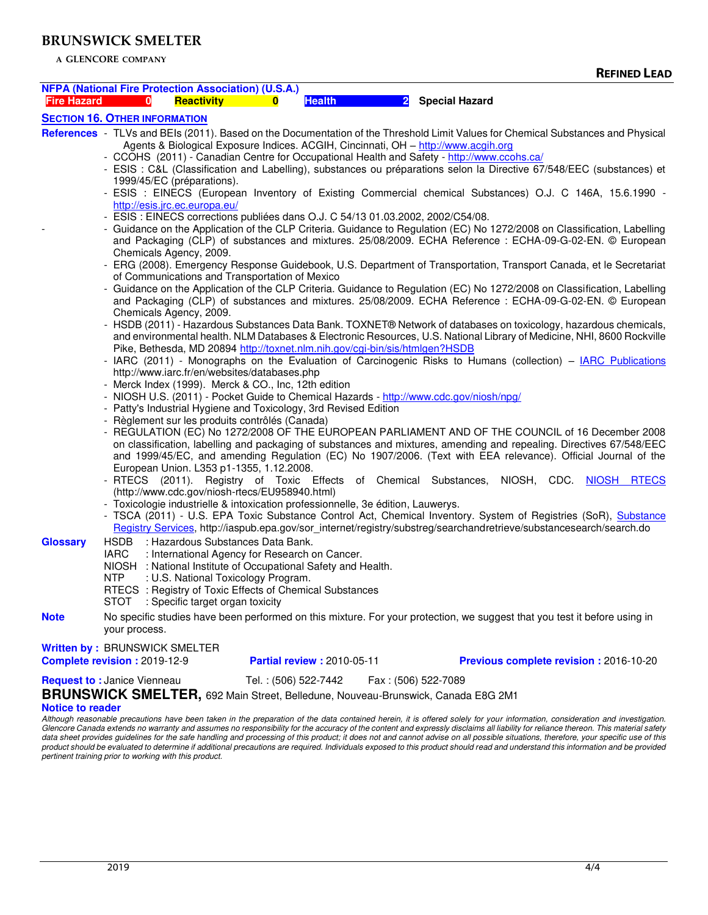**NFPA (National Fire Protection Association) (U.S.A.)**

| Fire Hazard | | Reactivity | | Health | | Special Hazard |
|---|---|---|---|---|---|---|
| | 0 | | 0 | | 2 | |

## SECTION 16. OTHER INFORMATION

**References**

- TLVs and BEIs (2011). Based on the Documentation of the Threshold Limit Values for Chemical Substances and Physical Agents & Biological Exposure Indices. ACGIH, Cincinnati, OH – http://www.acgih.org
- CCOHS (2011) - Canadian Centre for Occupational Health and Safety - http://www.ccohs.ca/
- ESIS : C&L (Classification and Labelling), substances ou préparations selon la Directive 67/548/EEC (substances) et 1999/45/EC (préparations).
- ESIS : EINECS (European Inventory of Existing Commercial chemical Substances) O.J. C 146A, 15.6.1990 - http://esis.jrc.ec.europa.eu/
- ESIS : EINECS corrections publiées dans O.J. C 54/13 01.03.2002, 2002/C54/08.
- Guidance on the Application of the CLP Criteria. Guidance to Regulation (EC) No 1272/2008 on Classification, Labelling and Packaging (CLP) of substances and mixtures. 25/08/2009. ECHA Reference : ECHA-09-G-02-EN. © European Chemicals Agency, 2009.
- ERG (2008). Emergency Response Guidebook, U.S. Department of Transportation, Transport Canada, et le Secretariat of Communications and Transportation of Mexico
- Guidance on the Application of the CLP Criteria. Guidance to Regulation (EC) No 1272/2008 on Classification, Labelling and Packaging (CLP) of substances and mixtures. 25/08/2009. ECHA Reference : ECHA-09-G-02-EN. © European Chemicals Agency, 2009.
- HSDB (2011) - Hazardous Substances Data Bank. TOXNET® Network of databases on toxicology, hazardous chemicals, and environmental health. NLM Databases & Electronic Resources, U.S. National Library of Medicine, NHI, 8600 Rockville Pike, Bethesda, MD 20894 http://toxnet.nlm.nih.gov/cgi-bin/sis/htmlgen?HSDB
- IARC (2011) - Monographs on the Evaluation of Carcinogenic Risks to Humans (collection) – IARC Publications http://www.iarc.fr/en/websites/databases.php
- Merck Index (1999). Merck & CO., Inc, 12th edition
- NIOSH U.S. (2011) - Pocket Guide to Chemical Hazards - http://www.cdc.gov/niosh/npg/
- Patty's Industrial Hygiene and Toxicology, 3rd Revised Edition
- Règlement sur les produits contrôlés (Canada)
- REGULATION (EC) No 1272/2008 OF THE EUROPEAN PARLIAMENT AND OF THE COUNCIL of 16 December 2008 on classification, labelling and packaging of substances and mixtures, amending and repealing. Directives 67/548/EEC and 1999/45/EC, and amending Regulation (EC) No 1907/2006. (Text with EEA relevance). Official Journal of the European Union. L353 p1-1355, 1.12.2008.
- RTECS (2011). Registry of Toxic Effects of Chemical Substances, NIOSH, CDC. NIOSH RTECS (http://www.cdc.gov/niosh-rtecs/EU958940.html)
- Toxicologie industrielle & intoxication professionnelle, 3e édition, Lauwerys.
- TSCA (2011) - U.S. EPA Toxic Substance Control Act, Chemical Inventory. System of Registries (SoR), Substance Registry Services, http://iaspub.epa.gov/sor_internet/registry/substreg/searchandretrieve/substancesearch/search.do

**Glossary**

- HSDB : Hazardous Substances Data Bank.
- IARC : International Agency for Research on Cancer.
- NIOSH : National Institute of Occupational Safety and Health.
- NTP : U.S. National Toxicology Program.
- RTECS : Registry of Toxic Effects of Chemical Substances
- STOT : Specific target organ toxicity

**Note** No specific studies have been performed on this mixture. For your protection, we suggest that you test it before using in your process.

**Written by :** BRUNSWICK SMELTER

**Complete revision :** 2019-12-9 **Partial review :** 2010-05-11 **Previous complete revision :** 2016-10-20

**Request to :** Janice Vienneau Tel. : (506) 522-7442 Fax : (506) 522-7089

**BRUNSWICK SMELTER,** 692 Main Street, Belledune, Nouveau-Brunswick, Canada E8G 2M1

**Notice to reader**

*Although reasonable precautions have been taken in the preparation of the data contained herein, it is offered solely for your information, consideration and investigation. Glencore Canada extends no warranty and assumes no responsibility for the accuracy of the content and expressly disclaims all liability for reliance thereon. This material safety data sheet provides guidelines for the safe handling and processing of this product; it does not and cannot advise on all possible situations, therefore, your specific use of this product should be evaluated to determine if additional precautions are required. Individuals exposed to this product should read and understand this information and be provided pertinent training prior to working with this product.*